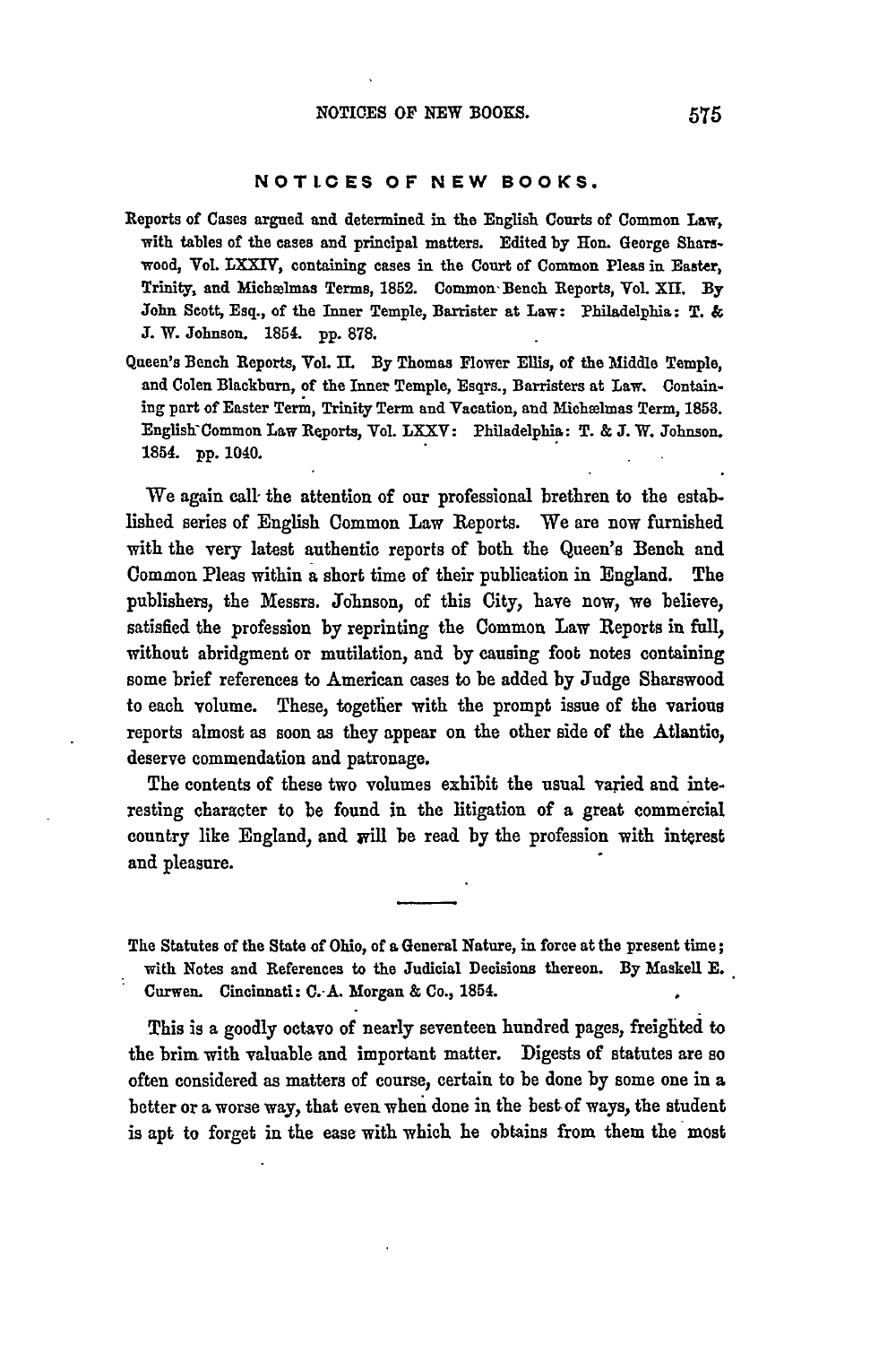## NOTICES OF NEW BOOKS.

Reports of Cases argued and determined in the English Courts of Common Law, with tables of the cases and principal matters. Edited by Hon. George Sharswood, Vol. LXXIV, containing cases in the Court of Common Pleas in Easter, Trinity, and Michaelmas Terms, 1852. Common Bench Reports, Vol. XII. By John Scott, Esq., of the Inner Temple, Barrister at Law: Philadelphia: T. & J. W. Johnson. 1854. pp. 878.

Queen's Bench Reports, Vol. II. By Thomas Flower Ellis, of the Middle Temple, and Colen Blackburn, of the Inner Temple, Esqrs., Barristers at Law. Containing part of Easter Term, Trinity Term and Vacation, and Michaelmas Term, 1853. English Common Law Reports, Vol. LXXV: Philadelphia: T. & J. W. Johnson. 1854. pp. 1040.

We again call the attention of our professional brethren to the established series of English Common Law Reports. We are now furnished with the very latest authentic reports of both the Queen's Bench and Common Pleas within a short time of their publication in England. The publishers, the Messrs. Johnson, of this City, have now, we believe, satisfied the profession by reprinting the Common Law Reports in full, without abridgment or mutilation, and by causing foot notes containing some brief references to American cases to be added by Judge Sharswood to each volume. These, together with the prompt issue of the various reports almost as soon as they appear on the other side of the Atlantic, deserve commendation and patronage.

The contents of these two volumes exhibit the usual varied and interesting character to be found in the litigation of a great commercial country like England, and will be read by the profession with interest and pleasure.

---

The Statutes of the State of Ohio, of a General Nature, in force at the present time; with Notes and References to the Judicial Decisions thereon. By Maskell E. Curwen. Cincinnati: C. A. Morgan & Co., 1854.

This is a goodly octavo of nearly seventeen hundred pages, freighted to the brim with valuable and important matter. Digests of statutes are so often considered as matters of course, certain to be done by some one in a better or a worse way, that even when done in the best of ways, the student is apt to forget in the ease with which he obtains from them the most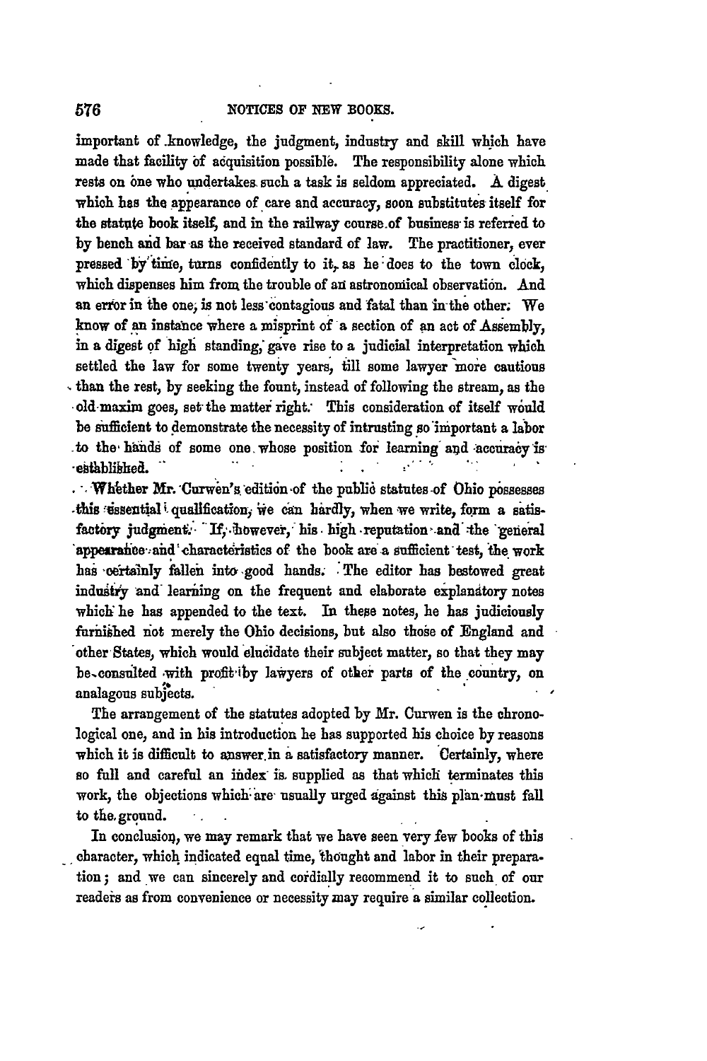important of knowledge, the judgment, industry and skill which have made that facility of acquisition possible. The responsibility alone which rests on one who undertakes such a task is seldom appreciated. A digest which has the appearance of care and accuracy, soon substitutes itself for the statute book itself, and in the railway course of business is referred to by bench and bar as the received standard of law. The practitioner, ever pressed by time, turns confidently to it, as he does to the town clock, which dispenses him from the trouble of an astronomical observation. And an error in the one, is not less contagious and fatal than in the other. We know of an instance where a misprint of a section of an act of Assembly, in a digest of high standing, gave rise to a judicial interpretation which settled the law for some twenty years, till some lawyer more cautious than the rest, by seeking the fount, instead of following the stream, as the old maxim goes, set the matter right. This consideration of itself would be sufficient to demonstrate the necessity of intrusting so important a labor to the hands of some one whose position for learning and accuracy is established.

Whether Mr. Curwen's edition of the public statutes of Ohio possesses this essential qualification, we can hardly, when we write, form a satisfactory judgment. If, however, his high reputation and the general appearance and characteristics of the book are a sufficient test, the work has certainly fallen into good hands. The editor has bestowed great industry and learning on the frequent and elaborate explanatory notes which he has appended to the text. In these notes, he has judiciously furnished not merely the Ohio decisions, but also those of England and other States, which would elucidate their subject matter, so that they may be consulted with profit by lawyers of other parts of the country, on analagous subjects.

The arrangement of the statutes adopted by Mr. Curwen is the chronological one, and in his introduction he has supported his choice by reasons which it is difficult to answer in a satisfactory manner. Certainly, where so full and careful an index is supplied as that which terminates this work, the objections which are usually urged against this plan must fall to the ground.

In conclusion, we may remark that we have seen very few books of this character, which indicated equal time, thought and labor in their preparation; and we can sincerely and cordially recommend it to such of our readers as from convenience or necessity may require a similar collection.